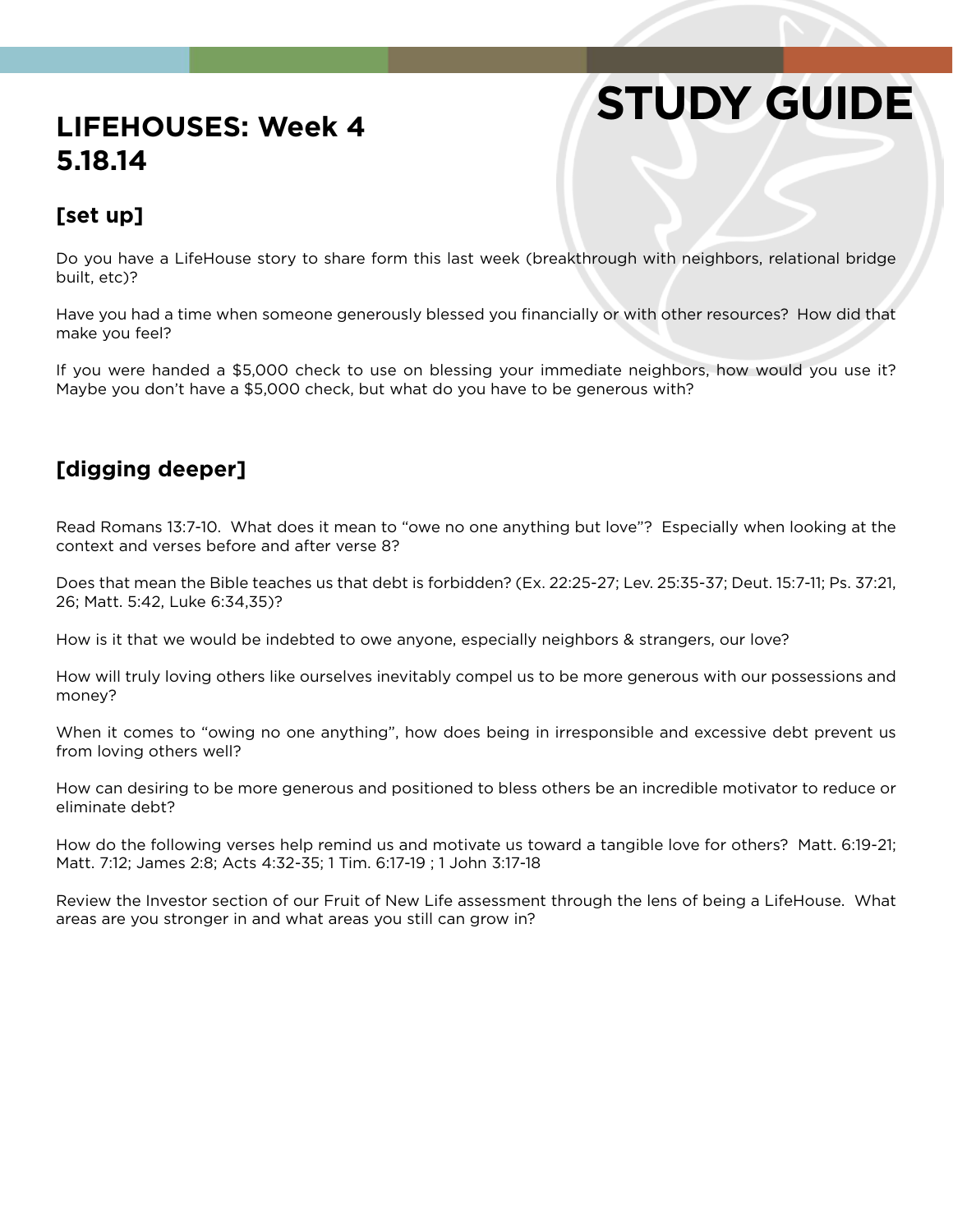# STUDY GUIDE

## LIFEHOUSES: Week 4
## 5.18.14

### [set up]

Do you have a LifeHouse story to share form this last week (breakthrough with neighbors, relational bridge built, etc)?

Have you had a time when someone generously blessed you financially or with other resources? How did that make you feel?

If you were handed a $5,000 check to use on blessing your immediate neighbors, how would you use it? Maybe you don't have a $5,000 check, but what do you have to be generous with?

### [digging deeper]

Read Romans 13:7-10. What does it mean to "owe no one anything but love"? Especially when looking at the context and verses before and after verse 8?

Does that mean the Bible teaches us that debt is forbidden? (Ex. 22:25-27; Lev. 25:35-37; Deut. 15:7-11; Ps. 37:21, 26; Matt. 5:42, Luke 6:34,35)?

How is it that we would be indebted to owe anyone, especially neighbors & strangers, our love?

How will truly loving others like ourselves inevitably compel us to be more generous with our possessions and money?

When it comes to "owing no one anything", how does being in irresponsible and excessive debt prevent us from loving others well?

How can desiring to be more generous and positioned to bless others be an incredible motivator to reduce or eliminate debt?

How do the following verses help remind us and motivate us toward a tangible love for others? Matt. 6:19-21; Matt. 7:12; James 2:8; Acts 4:32-35; 1 Tim. 6:17-19 ; 1 John 3:17-18

Review the Investor section of our Fruit of New Life assessment through the lens of being a LifeHouse. What areas are you stronger in and what areas you still can grow in?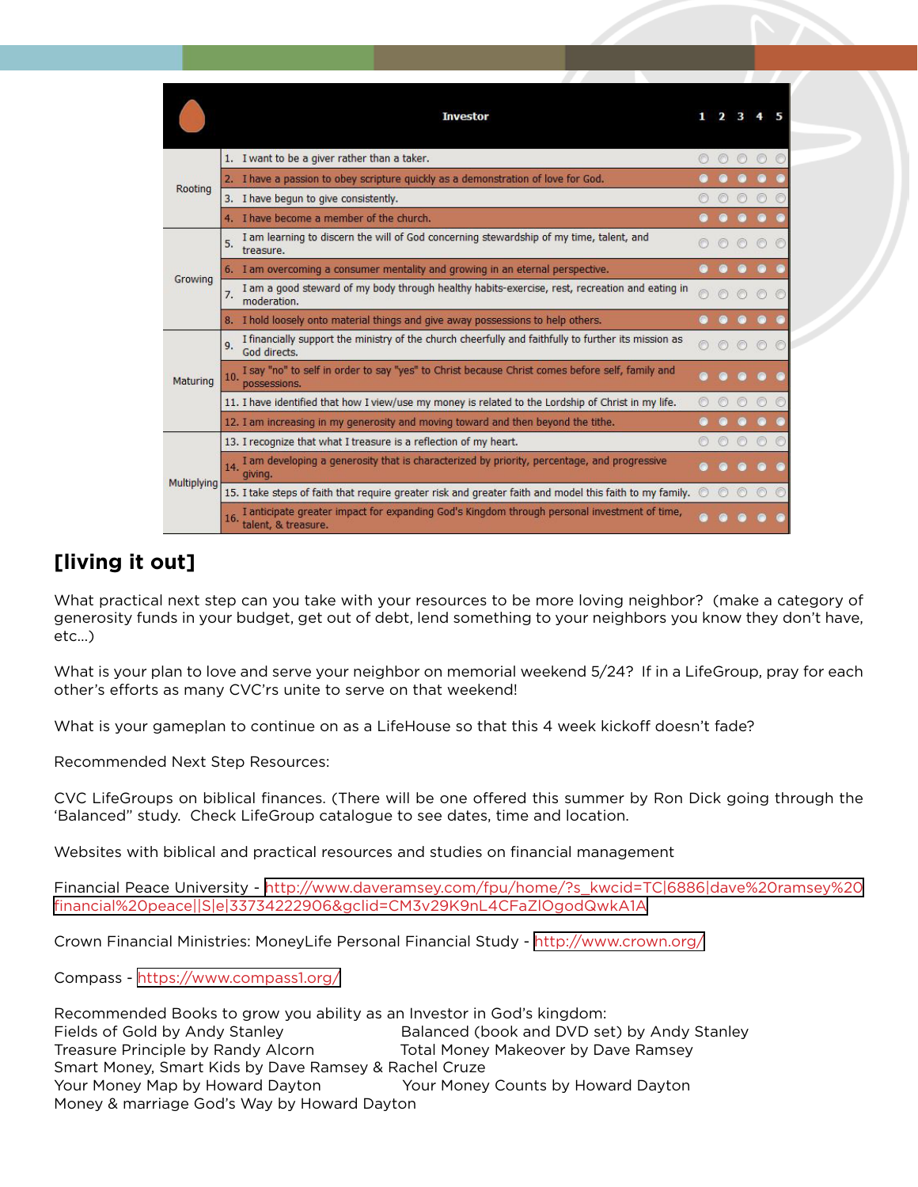| | Investor | 1 | 2 | 3 | 4 | 5 |
|---|---|---|---|---|---|---|
| Rooting | 1. I want to be a giver rather than a taker. | | | | | |
| | 2. I have a passion to obey scripture quickly as a demonstration of love for God. | | | | | |
| | 3. I have begun to give consistently. | | | | | |
| | 4. I have become a member of the church. | | | | | |
| Growing | 5. I am learning to discern the will of God concerning stewardship of my time, talent, and treasure. | | | | | |
| | 6. I am overcoming a consumer mentality and growing in an eternal perspective. | | | | | |
| | 7. I am a good steward of my body through healthy habits-exercise, rest, recreation and eating in moderation. | | | | | |
| | 8. I hold loosely onto material things and give away possessions to help others. | | | | | |
| Maturing | 9. I financially support the ministry of the church cheerfully and faithfully to further its mission as God directs. | | | | | |
| | 10. I say "no" to self in order to say "yes" to Christ because Christ comes before self, family and possessions. | | | | | |
| | 11. I have identified that how I view/use my money is related to the Lordship of Christ in my life. | | | | | |
| | 12. I am increasing in my generosity and moving toward and then beyond the tithe. | | | | | |
| Multiplying | 13. I recognize that what I treasure is a reflection of my heart. | | | | | |
| | 14. I am developing a generosity that is characterized by priority, percentage, and progressive giving. | | | | | |
| | 15. I take steps of faith that require greater risk and greater faith and model this faith to my family. | | | | | |
| | 16. I anticipate greater impact for expanding God's Kingdom through personal investment of time, talent, & treasure. | | | | | |

## [living it out]

What practical next step can you take with your resources to be more loving neighbor? (make a category of generosity funds in your budget, get out of debt, lend something to your neighbors you know they don't have, etc...)

What is your plan to love and serve your neighbor on memorial weekend 5/24? If in a LifeGroup, pray for each other's efforts as many CVC'rs unite to serve on that weekend!

What is your gameplan to continue on as a LifeHouse so that this 4 week kickoff doesn't fade?

Recommended Next Step Resources:

CVC LifeGroups on biblical finances. (There will be one offered this summer by Ron Dick going through the 'Balanced" study. Check LifeGroup catalogue to see dates, time and location.

Websites with biblical and practical resources and studies on financial management

Financial Peace University - http://www.daveramsey.com/fpu/home/?s_kwcid=TC|6886|dave%20ramsey%20financial%20peace||S|e|33734222906&gclid=CM3v29K9nL4CFaZIOgodQwkA1A

Crown Financial Ministries: MoneyLife Personal Financial Study - http://www.crown.org/

Compass - https://www.compass1.org/

Recommended Books to grow you ability as an Investor in God's kingdom:
Fields of Gold by Andy Stanley
Balanced (book and DVD set) by Andy Stanley
Treasure Principle by Randy Alcorn
Total Money Makeover by Dave Ramsey
Smart Money, Smart Kids by Dave Ramsey & Rachel Cruze
Your Money Map by Howard Dayton
Your Money Counts by Howard Dayton
Money & marriage God's Way by Howard Dayton